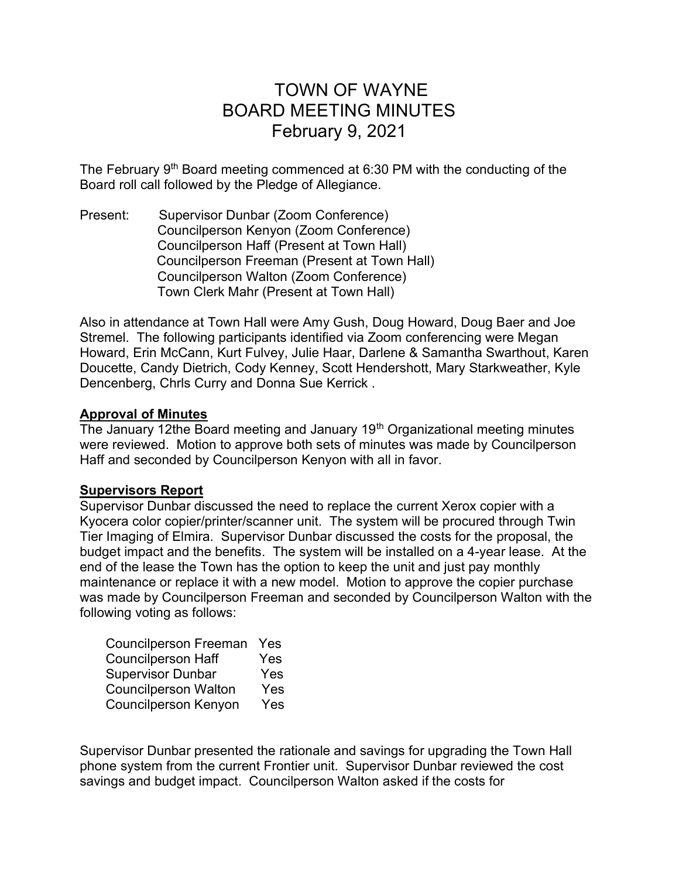# TOWN OF WAYNE
# BOARD MEETING MINUTES
# February 9, 2021

The February 9th Board meeting commenced at 6:30 PM with the conducting of the Board roll call followed by the Pledge of Allegiance.

Present: Supervisor Dunbar (Zoom Conference)
Councilperson Kenyon (Zoom Conference)
Councilperson Haff (Present at Town Hall)
Councilperson Freeman (Present at Town Hall)
Councilperson Walton (Zoom Conference)
Town Clerk Mahr (Present at Town Hall)

Also in attendance at Town Hall were Amy Gush, Doug Howard, Doug Baer and Joe Stremel. The following participants identified via Zoom conferencing were Megan Howard, Erin McCann, Kurt Fulvey, Julie Haar, Darlene & Samantha Swarthout, Karen Doucette, Candy Dietrich, Cody Kenney, Scott Hendershott, Mary Starkweather, Kyle Dencenberg, Chrls Curry and Donna Sue Kerrick .

**Approval of Minutes**

The January 12the Board meeting and January 19th Organizational meeting minutes were reviewed. Motion to approve both sets of minutes was made by Councilperson Haff and seconded by Councilperson Kenyon with all in favor.

**Supervisors Report**

Supervisor Dunbar discussed the need to replace the current Xerox copier with a Kyocera color copier/printer/scanner unit. The system will be procured through Twin Tier Imaging of Elmira. Supervisor Dunbar discussed the costs for the proposal, the budget impact and the benefits. The system will be installed on a 4-year lease. At the end of the lease the Town has the option to keep the unit and just pay monthly maintenance or replace it with a new model. Motion to approve the copier purchase was made by Councilperson Freeman and seconded by Councilperson Walton with the following voting as follows:

| | |
|---|---|
| Councilperson Freeman | Yes |
| Councilperson Haff | Yes |
| Supervisor Dunbar | Yes |
| Councilperson Walton | Yes |
| Councilperson Kenyon | Yes |

Supervisor Dunbar presented the rationale and savings for upgrading the Town Hall phone system from the current Frontier unit. Supervisor Dunbar reviewed the cost savings and budget impact. Councilperson Walton asked if the costs for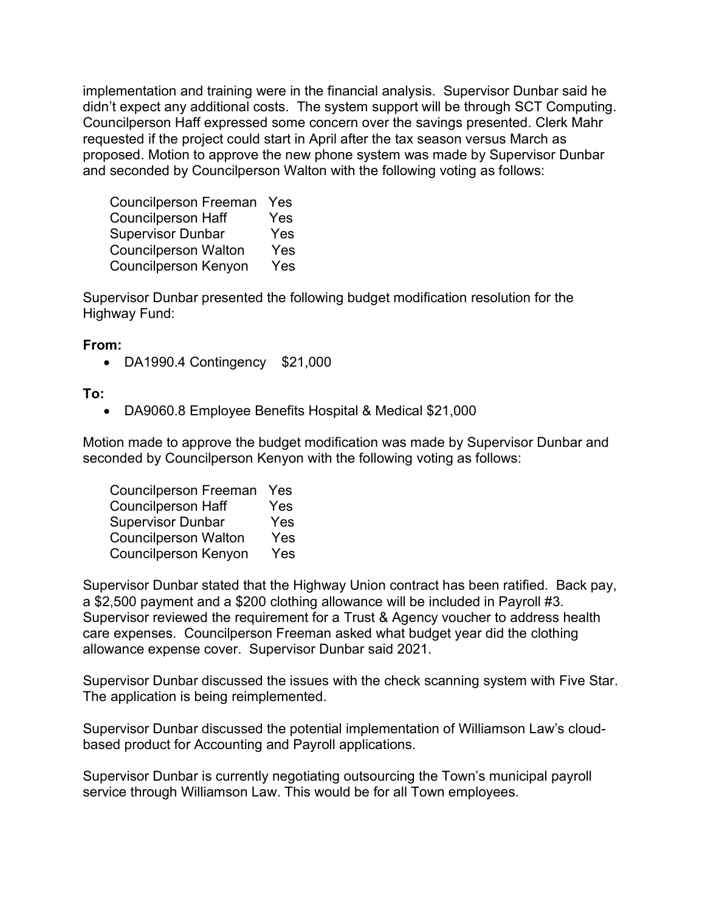implementation and training were in the financial analysis. Supervisor Dunbar said he didn't expect any additional costs. The system support will be through SCT Computing. Councilperson Haff expressed some concern over the savings presented. Clerk Mahr requested if the project could start in April after the tax season versus March as proposed. Motion to approve the new phone system was made by Supervisor Dunbar and seconded by Councilperson Walton with the following voting as follows:

| | |
|---|---|
| Councilperson Freeman | Yes |
| Councilperson Haff | Yes |
| Supervisor Dunbar | Yes |
| Councilperson Walton | Yes |
| Councilperson Kenyon | Yes |

Supervisor Dunbar presented the following budget modification resolution for the Highway Fund:

**From:**

- DA1990.4 Contingency $21,000

**To:**

- DA9060.8 Employee Benefits Hospital & Medical $21,000

Motion made to approve the budget modification was made by Supervisor Dunbar and seconded by Councilperson Kenyon with the following voting as follows:

| | |
|---|---|
| Councilperson Freeman | Yes |
| Councilperson Haff | Yes |
| Supervisor Dunbar | Yes |
| Councilperson Walton | Yes |
| Councilperson Kenyon | Yes |

Supervisor Dunbar stated that the Highway Union contract has been ratified. Back pay, a $2,500 payment and a $200 clothing allowance will be included in Payroll #3. Supervisor reviewed the requirement for a Trust & Agency voucher to address health care expenses. Councilperson Freeman asked what budget year did the clothing allowance expense cover. Supervisor Dunbar said 2021.

Supervisor Dunbar discussed the issues with the check scanning system with Five Star. The application is being reimplemented.

Supervisor Dunbar discussed the potential implementation of Williamson Law's cloud-based product for Accounting and Payroll applications.

Supervisor Dunbar is currently negotiating outsourcing the Town's municipal payroll service through Williamson Law. This would be for all Town employees.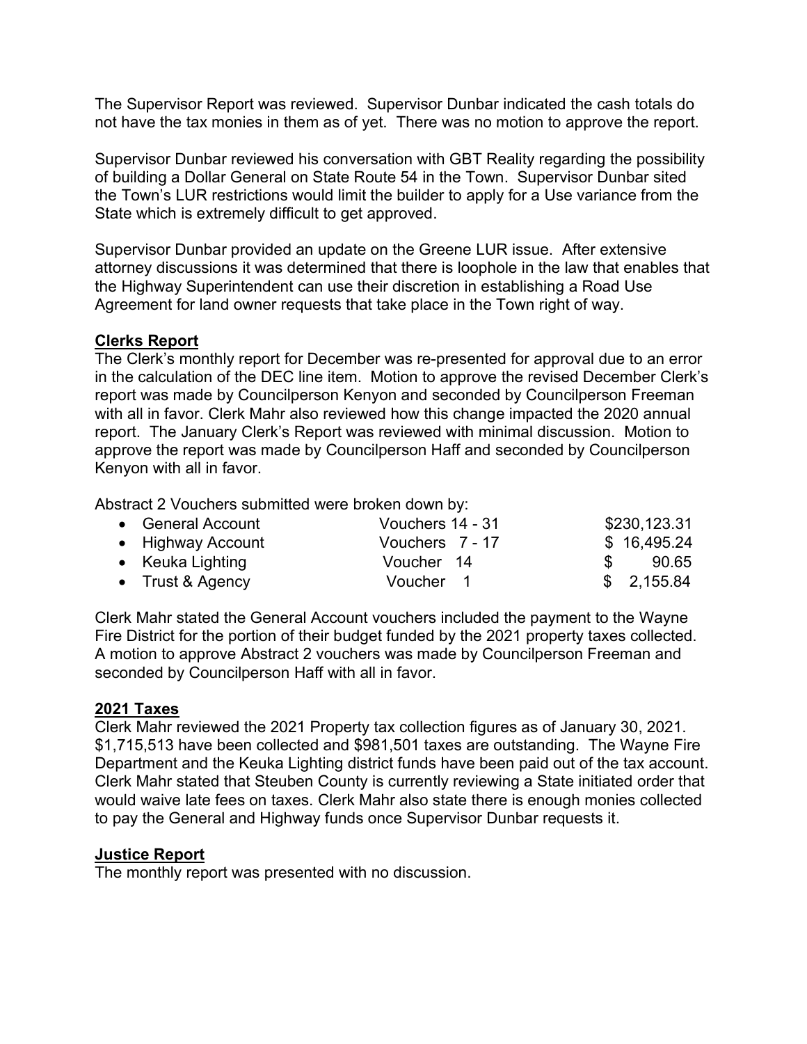The Supervisor Report was reviewed. Supervisor Dunbar indicated the cash totals do not have the tax monies in them as of yet. There was no motion to approve the report.

Supervisor Dunbar reviewed his conversation with GBT Reality regarding the possibility of building a Dollar General on State Route 54 in the Town. Supervisor Dunbar sited the Town's LUR restrictions would limit the builder to apply for a Use variance from the State which is extremely difficult to get approved.

Supervisor Dunbar provided an update on the Greene LUR issue. After extensive attorney discussions it was determined that there is loophole in the law that enables that the Highway Superintendent can use their discretion in establishing a Road Use Agreement for land owner requests that take place in the Town right of way.

**Clerks Report**

The Clerk's monthly report for December was re-presented for approval due to an error in the calculation of the DEC line item. Motion to approve the revised December Clerk's report was made by Councilperson Kenyon and seconded by Councilperson Freeman with all in favor. Clerk Mahr also reviewed how this change impacted the 2020 annual report. The January Clerk's Report was reviewed with minimal discussion. Motion to approve the report was made by Councilperson Haff and seconded by Councilperson Kenyon with all in favor.

Abstract 2 Vouchers submitted were broken down by:

| | | |
|---|---|---|
| • General Account | Vouchers 14 - 31 | $230,123.31 |
| • Highway Account | Vouchers 7 - 17 | $ 16,495.24 |
| • Keuka Lighting | Voucher 14 | $ 90.65 |
| • Trust & Agency | Voucher 1 | $ 2,155.84 |

Clerk Mahr stated the General Account vouchers included the payment to the Wayne Fire District for the portion of their budget funded by the 2021 property taxes collected. A motion to approve Abstract 2 vouchers was made by Councilperson Freeman and seconded by Councilperson Haff with all in favor.

**2021 Taxes**

Clerk Mahr reviewed the 2021 Property tax collection figures as of January 30, 2021. $1,715,513 have been collected and $981,501 taxes are outstanding. The Wayne Fire Department and the Keuka Lighting district funds have been paid out of the tax account. Clerk Mahr stated that Steuben County is currently reviewing a State initiated order that would waive late fees on taxes. Clerk Mahr also state there is enough monies collected to pay the General and Highway funds once Supervisor Dunbar requests it.

**Justice Report**

The monthly report was presented with no discussion.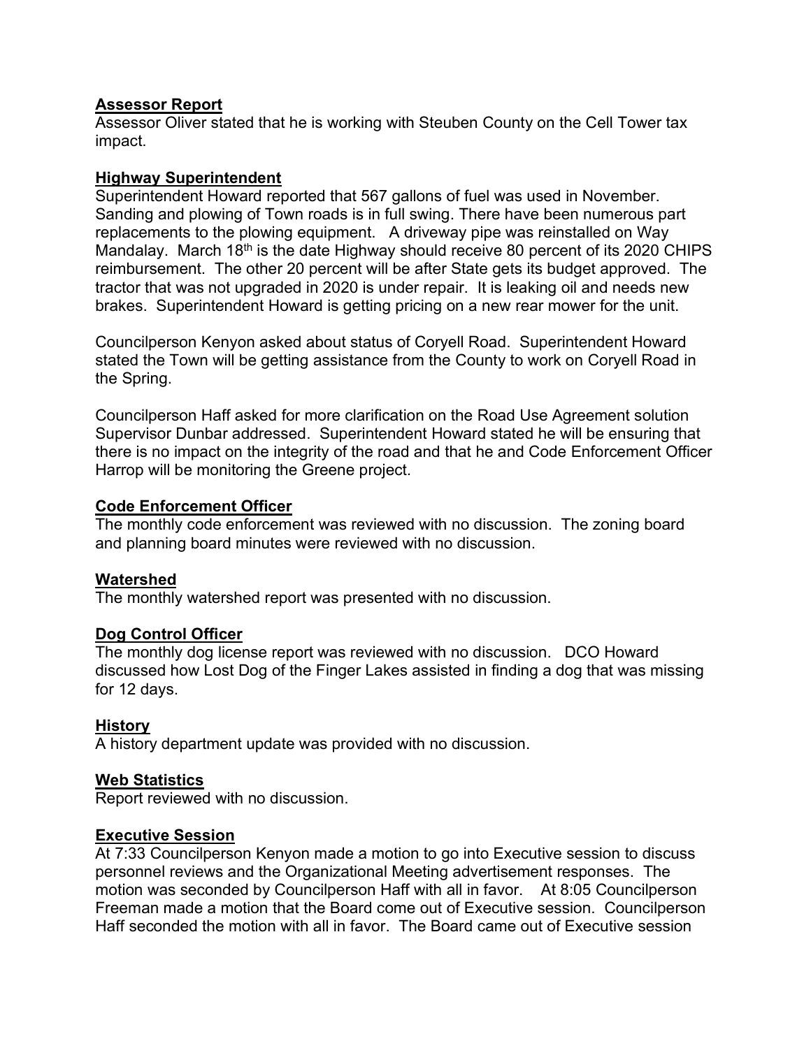**Assessor Report**
Assessor Oliver stated that he is working with Steuben County on the Cell Tower tax impact.

**Highway Superintendent**
Superintendent Howard reported that 567 gallons of fuel was used in November. Sanding and plowing of Town roads is in full swing. There have been numerous part replacements to the plowing equipment. A driveway pipe was reinstalled on Way Mandalay. March 18th is the date Highway should receive 80 percent of its 2020 CHIPS reimbursement. The other 20 percent will be after State gets its budget approved. The tractor that was not upgraded in 2020 is under repair. It is leaking oil and needs new brakes. Superintendent Howard is getting pricing on a new rear mower for the unit.

Councilperson Kenyon asked about status of Coryell Road. Superintendent Howard stated the Town will be getting assistance from the County to work on Coryell Road in the Spring.

Councilperson Haff asked for more clarification on the Road Use Agreement solution Supervisor Dunbar addressed. Superintendent Howard stated he will be ensuring that there is no impact on the integrity of the road and that he and Code Enforcement Officer Harrop will be monitoring the Greene project.

**Code Enforcement Officer**
The monthly code enforcement was reviewed with no discussion. The zoning board and planning board minutes were reviewed with no discussion.

**Watershed**
The monthly watershed report was presented with no discussion.

**Dog Control Officer**
The monthly dog license report was reviewed with no discussion. DCO Howard discussed how Lost Dog of the Finger Lakes assisted in finding a dog that was missing for 12 days.

**History**
A history department update was provided with no discussion.

**Web Statistics**
Report reviewed with no discussion.

**Executive Session**
At 7:33 Councilperson Kenyon made a motion to go into Executive session to discuss personnel reviews and the Organizational Meeting advertisement responses. The motion was seconded by Councilperson Haff with all in favor. At 8:05 Councilperson Freeman made a motion that the Board come out of Executive session. Councilperson Haff seconded the motion with all in favor. The Board came out of Executive session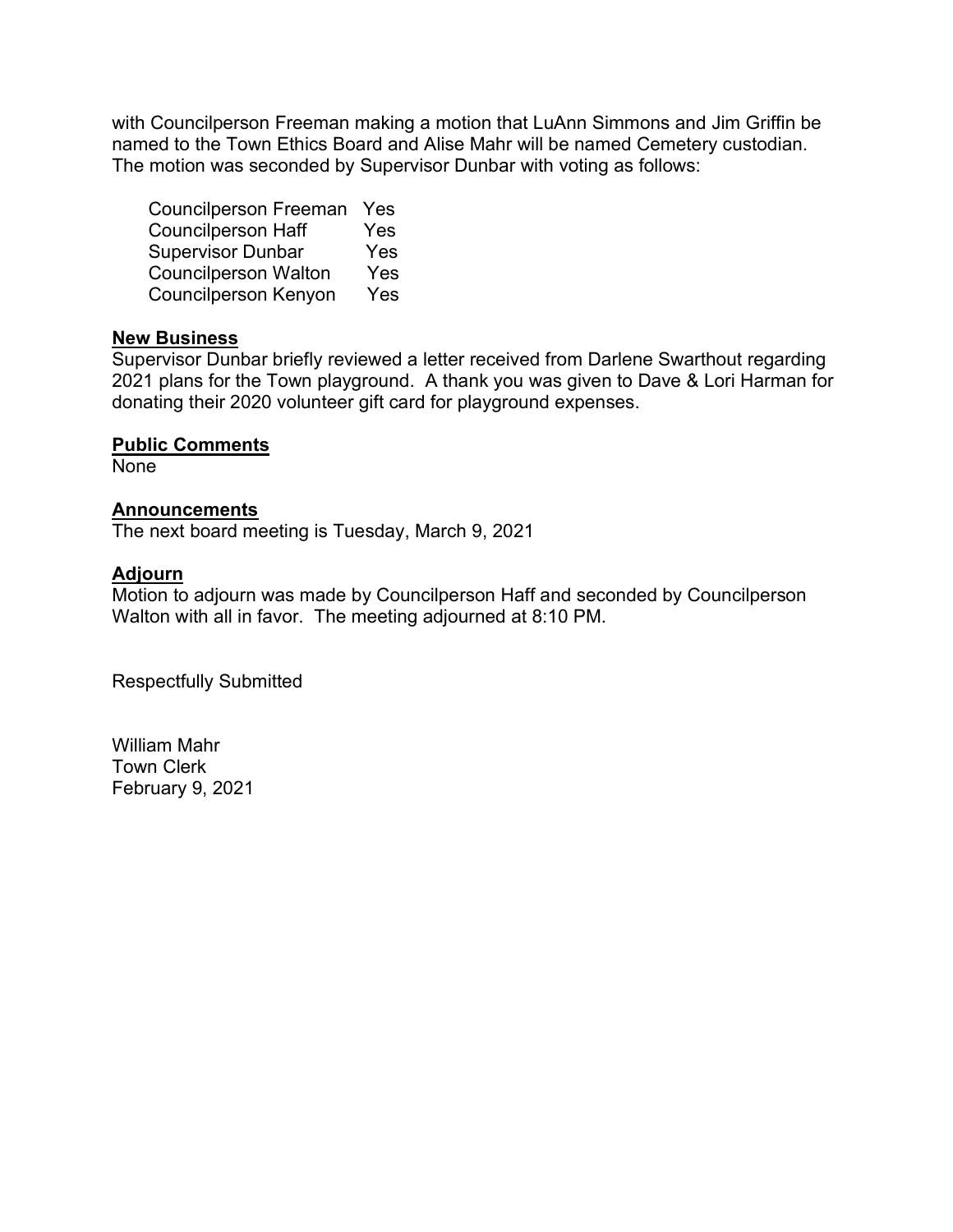with Councilperson Freeman making a motion that LuAnn Simmons and Jim Griffin be named to the Town Ethics Board and Alise Mahr will be named Cemetery custodian. The motion was seconded by Supervisor Dunbar with voting as follows:

| | |
|---|---|
| Councilperson Freeman | Yes |
| Councilperson Haff | Yes |
| Supervisor Dunbar | Yes |
| Councilperson Walton | Yes |
| Councilperson Kenyon | Yes |

**New Business**

Supervisor Dunbar briefly reviewed a letter received from Darlene Swarthout regarding 2021 plans for the Town playground. A thank you was given to Dave & Lori Harman for donating their 2020 volunteer gift card for playground expenses.

**Public Comments**

None

**Announcements**

The next board meeting is Tuesday, March 9, 2021

**Adjourn**

Motion to adjourn was made by Councilperson Haff and seconded by Councilperson Walton with all in favor. The meeting adjourned at 8:10 PM.

Respectfully Submitted

William Mahr
Town Clerk
February 9, 2021